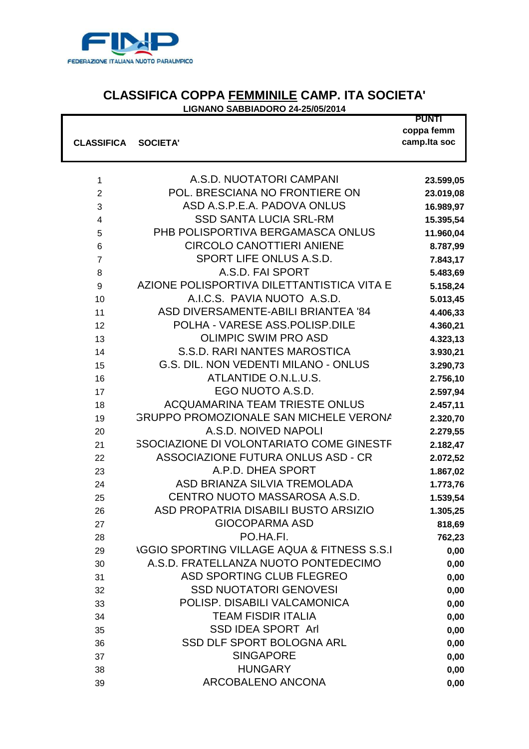FEDERAZIONE ITALIANA NUOTO PARALIMPICO

# CLASSIFICA COPPA FEMMINILE CAMP. ITA SOCIETA'

**LIGNANO SABBIADORO 24-25/05/2014**

| CLASSIFICA | SOCIETA' | PUNTI coppa femm camp.Ita soc |
|---|---|---|
| 1 | A.S.D. NUOTATORI CAMPANI | 23.599,05 |
| 2 | POL. BRESCIANA NO FRONTIERE ON | 23.019,08 |
| 3 | ASD A.S.P.E.A. PADOVA ONLUS | 16.989,97 |
| 4 | SSD SANTA LUCIA SRL-RM | 15.395,54 |
| 5 | PHB POLISPORTIVA BERGAMASCA ONLUS | 11.960,04 |
| 6 | CIRCOLO CANOTTIERI ANIENE | 8.787,99 |
| 7 | SPORT LIFE ONLUS A.S.D. | 7.843,17 |
| 8 | A.S.D. FAI SPORT | 5.483,69 |
| 9 | AZIONE POLISPORTIVA DILETTANTISTICA VITA E | 5.158,24 |
| 10 | A.I.C.S. PAVIA NUOTO A.S.D. | 5.013,45 |
| 11 | ASD DIVERSAMENTE-ABILI BRIANTEA '84 | 4.406,33 |
| 12 | POLHA - VARESE ASS.POLISP.DILE | 4.360,21 |
| 13 | OLIMPIC SWIM PRO ASD | 4.323,13 |
| 14 | S.S.D. RARI NANTES MAROSTICA | 3.930,21 |
| 15 | G.S. DIL. NON VEDENTI MILANO - ONLUS | 3.290,73 |
| 16 | ATLANTIDE O.N.L.U.S. | 2.756,10 |
| 17 | EGO NUOTO A.S.D. | 2.597,94 |
| 18 | ACQUAMARINA TEAM TRIESTE ONLUS | 2.457,11 |
| 19 | GRUPPO PROMOZIONALE SAN MICHELE VERONA | 2.320,70 |
| 20 | A.S.D. NOIVED NAPOLI | 2.279,55 |
| 21 | SSOCIAZIONE DI VOLONTARIATO COME GINESTF | 2.182,47 |
| 22 | ASSOCIAZIONE FUTURA ONLUS ASD - CR | 2.072,52 |
| 23 | A.P.D. DHEA SPORT | 1.867,02 |
| 24 | ASD BRIANZA SILVIA TREMOLADA | 1.773,76 |
| 25 | CENTRO NUOTO MASSAROSA A.S.D. | 1.539,54 |
| 26 | ASD PROPATRIA DISABILI BUSTO ARSIZIO | 1.305,25 |
| 27 | GIOCOPARMA ASD | 818,69 |
| 28 | PO.HA.FI. | 762,23 |
| 29 | AGGIO SPORTING VILLAGE AQUA & FITNESS S.S.I | 0,00 |
| 30 | A.S.D. FRATELLANZA NUOTO PONTEDECIMO | 0,00 |
| 31 | ASD SPORTING CLUB FLEGREO | 0,00 |
| 32 | SSD NUOTATORI GENOVESI | 0,00 |
| 33 | POLISP. DISABILI VALCAMONICA | 0,00 |
| 34 | TEAM FISDIR ITALIA | 0,00 |
| 35 | SSD IDEA SPORT Arl | 0,00 |
| 36 | SSD DLF SPORT BOLOGNA ARL | 0,00 |
| 37 | SINGAPORE | 0,00 |
| 38 | HUNGARY | 0,00 |
| 39 | ARCOBALENO ANCONA | 0,00 |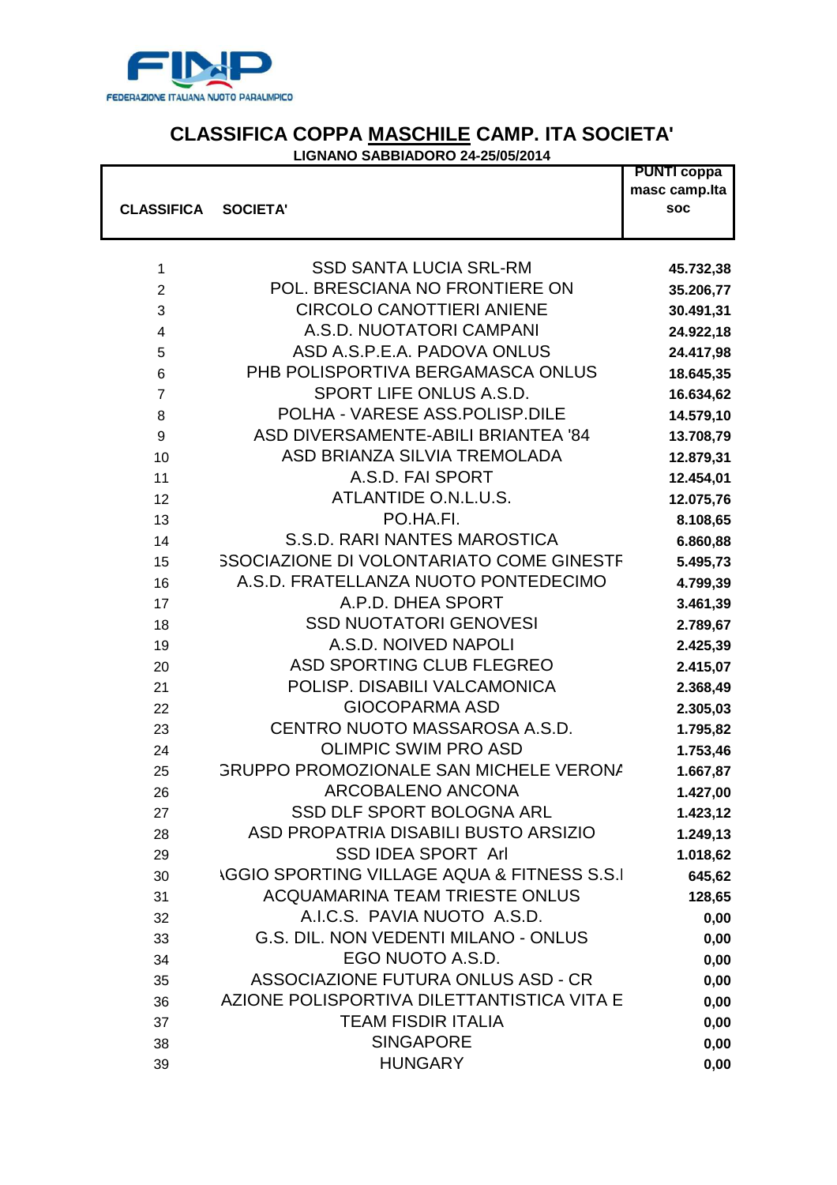FINP FEDERAZIONE ITALIANA NUOTO PARALIMPICO

## CLASSIFICA COPPA MASCHILE CAMP. ITA SOCIETA'

**LIGNANO SABBIADORO 24-25/05/2014**

| CLASSIFICA | SOCIETA' | PUNTI coppa masc camp.Ita soc |
|---|---|---|
| 1 | SSD SANTA LUCIA SRL-RM | 45.732,38 |
| 2 | POL. BRESCIANA NO FRONTIERE ON | 35.206,77 |
| 3 | CIRCOLO CANOTTIERI ANIENE | 30.491,31 |
| 4 | A.S.D. NUOTATORI CAMPANI | 24.922,18 |
| 5 | ASD A.S.P.E.A. PADOVA ONLUS | 24.417,98 |
| 6 | PHB POLISPORTIVA BERGAMASCA ONLUS | 18.645,35 |
| 7 | SPORT LIFE ONLUS A.S.D. | 16.634,62 |
| 8 | POLHA - VARESE ASS.POLISP.DILE | 14.579,10 |
| 9 | ASD DIVERSAMENTE-ABILI BRIANTEA '84 | 13.708,79 |
| 10 | ASD BRIANZA SILVIA TREMOLADA | 12.879,31 |
| 11 | A.S.D. FAI SPORT | 12.454,01 |
| 12 | ATLANTIDE O.N.L.U.S. | 12.075,76 |
| 13 | PO.HA.FI. | 8.108,65 |
| 14 | S.S.D. RARI NANTES MAROSTICA | 6.860,88 |
| 15 | SSOCIAZIONE DI VOLONTARIATO COME GINESTF | 5.495,73 |
| 16 | A.S.D. FRATELLANZA NUOTO PONTEDECIMO | 4.799,39 |
| 17 | A.P.D. DHEA SPORT | 3.461,39 |
| 18 | SSD NUOTATORI GENOVESI | 2.789,67 |
| 19 | A.S.D. NOIVED NAPOLI | 2.425,39 |
| 20 | ASD SPORTING CLUB FLEGREO | 2.415,07 |
| 21 | POLISP. DISABILI VALCAMONICA | 2.368,49 |
| 22 | GIOCOPARMA ASD | 2.305,03 |
| 23 | CENTRO NUOTO MASSAROSA A.S.D. | 1.795,82 |
| 24 | OLIMPIC SWIM PRO ASD | 1.753,46 |
| 25 | GRUPPO PROMOZIONALE SAN MICHELE VERONA | 1.667,87 |
| 26 | ARCOBALENO ANCONA | 1.427,00 |
| 27 | SSD DLF SPORT BOLOGNA ARL | 1.423,12 |
| 28 | ASD PROPATRIA DISABILI BUSTO ARSIZIO | 1.249,13 |
| 29 | SSD IDEA SPORT Arl | 1.018,62 |
| 30 | AGGIO SPORTING VILLAGE AQUA & FITNESS S.S.I | 645,62 |
| 31 | ACQUAMARINA TEAM TRIESTE ONLUS | 128,65 |
| 32 | A.I.C.S. PAVIA NUOTO A.S.D. | 0,00 |
| 33 | G.S. DIL. NON VEDENTI MILANO - ONLUS | 0,00 |
| 34 | EGO NUOTO A.S.D. | 0,00 |
| 35 | ASSOCIAZIONE FUTURA ONLUS ASD - CR | 0,00 |
| 36 | AZIONE POLISPORTIVA DILETTANTISTICA VITA E | 0,00 |
| 37 | TEAM FISDIR ITALIA | 0,00 |
| 38 | SINGAPORE | 0,00 |
| 39 | HUNGARY | 0,00 |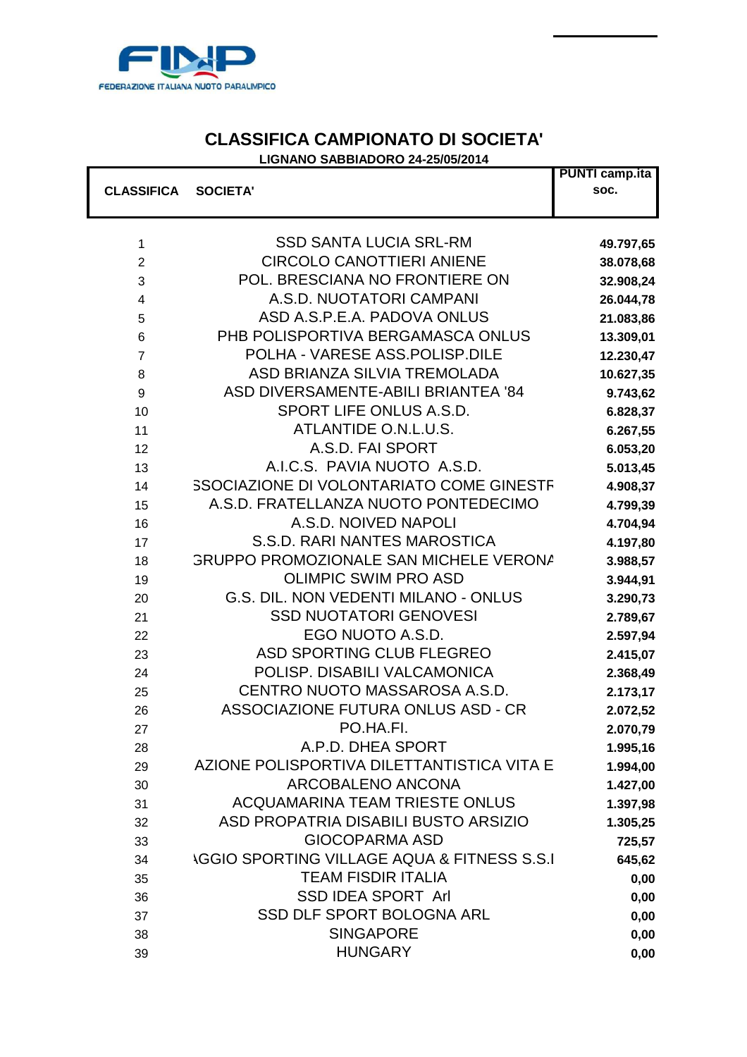FEDERAZIONE ITALIANA NUOTO PARALIMPICO

# CLASSIFICA CAMPIONATO DI SOCIETA'

**LIGNANO SABBIADORO 24-25/05/2014**

| CLASSIFICA | SOCIETA' | PUNTI camp.ita soc. |
|---|---|---|
| 1 | SSD SANTA LUCIA SRL-RM | 49.797,65 |
| 2 | CIRCOLO CANOTTIERI ANIENE | 38.078,68 |
| 3 | POL. BRESCIANA NO FRONTIERE ON | 32.908,24 |
| 4 | A.S.D. NUOTATORI CAMPANI | 26.044,78 |
| 5 | ASD A.S.P.E.A. PADOVA ONLUS | 21.083,86 |
| 6 | PHB POLISPORTIVA BERGAMASCA ONLUS | 13.309,01 |
| 7 | POLHA - VARESE ASS.POLISP.DILE | 12.230,47 |
| 8 | ASD BRIANZA SILVIA TREMOLADA | 10.627,35 |
| 9 | ASD DIVERSAMENTE-ABILI BRIANTEA '84 | 9.743,62 |
| 10 | SPORT LIFE ONLUS A.S.D. | 6.828,37 |
| 11 | ATLANTIDE O.N.L.U.S. | 6.267,55 |
| 12 | A.S.D. FAI SPORT | 6.053,20 |
| 13 | A.I.C.S. PAVIA NUOTO A.S.D. | 5.013,45 |
| 14 | SSOCIAZIONE DI VOLONTARIATO COME GINESTF | 4.908,37 |
| 15 | A.S.D. FRATELLANZA NUOTO PONTEDECIMO | 4.799,39 |
| 16 | A.S.D. NOIVED NAPOLI | 4.704,94 |
| 17 | S.S.D. RARI NANTES MAROSTICA | 4.197,80 |
| 18 | GRUPPO PROMOZIONALE SAN MICHELE VERONA | 3.988,57 |
| 19 | OLIMPIC SWIM PRO ASD | 3.944,91 |
| 20 | G.S. DIL. NON VEDENTI MILANO - ONLUS | 3.290,73 |
| 21 | SSD NUOTATORI GENOVESI | 2.789,67 |
| 22 | EGO NUOTO A.S.D. | 2.597,94 |
| 23 | ASD SPORTING CLUB FLEGREO | 2.415,07 |
| 24 | POLISP. DISABILI VALCAMONICA | 2.368,49 |
| 25 | CENTRO NUOTO MASSAROSA A.S.D. | 2.173,17 |
| 26 | ASSOCIAZIONE FUTURA ONLUS ASD - CR | 2.072,52 |
| 27 | PO.HA.FI. | 2.070,79 |
| 28 | A.P.D. DHEA SPORT | 1.995,16 |
| 29 | AZIONE POLISPORTIVA DILETTANTISTICA VITA E | 1.994,00 |
| 30 | ARCOBALENO ANCONA | 1.427,00 |
| 31 | ACQUAMARINA TEAM TRIESTE ONLUS | 1.397,98 |
| 32 | ASD PROPATRIA DISABILI BUSTO ARSIZIO | 1.305,25 |
| 33 | GIOCOPARMA ASD | 725,57 |
| 34 | AGGIO SPORTING VILLAGE AQUA & FITNESS S.S.I | 645,62 |
| 35 | TEAM FISDIR ITALIA | 0,00 |
| 36 | SSD IDEA SPORT Arl | 0,00 |
| 37 | SSD DLF SPORT BOLOGNA ARL | 0,00 |
| 38 | SINGAPORE | 0,00 |
| 39 | HUNGARY | 0,00 |